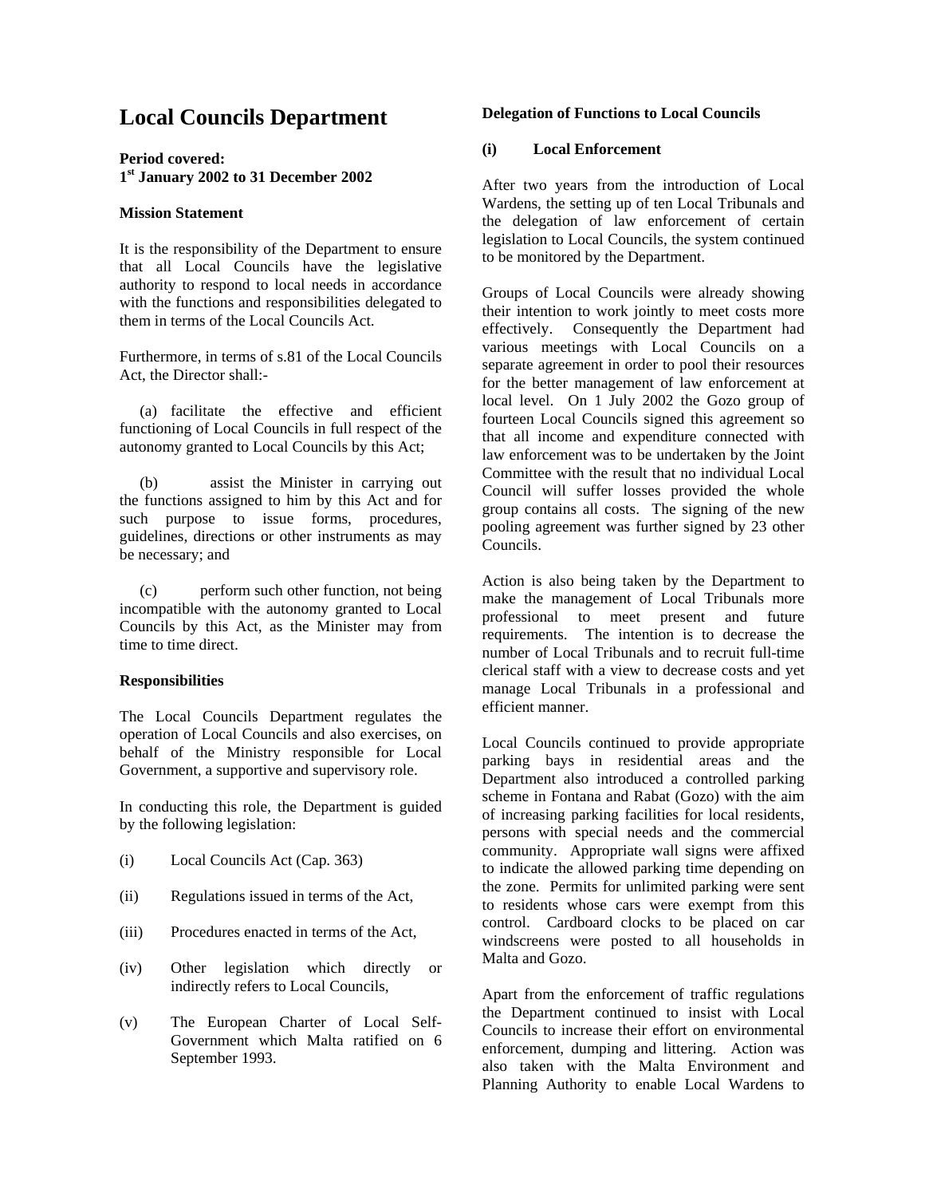# Local Councils Department

**Period covered:**
**1st January 2002 to 31 December 2002**

### Mission Statement

It is the responsibility of the Department to ensure that all Local Councils have the legislative authority to respond to local needs in accordance with the functions and responsibilities delegated to them in terms of the Local Councils Act.

Furthermore, in terms of s.81 of the Local Councils Act, the Director shall:-

(a) facilitate the effective and efficient functioning of Local Councils in full respect of the autonomy granted to Local Councils by this Act;

(b) assist the Minister in carrying out the functions assigned to him by this Act and for such purpose to issue forms, procedures, guidelines, directions or other instruments as may be necessary; and

(c) perform such other function, not being incompatible with the autonomy granted to Local Councils by this Act, as the Minister may from time to time direct.

### Responsibilities

The Local Councils Department regulates the operation of Local Councils and also exercises, on behalf of the Ministry responsible for Local Government, a supportive and supervisory role.

In conducting this role, the Department is guided by the following legislation:

(i) Local Councils Act (Cap. 363)

(ii) Regulations issued in terms of the Act,

(iii) Procedures enacted in terms of the Act,

(iv) Other legislation which directly or indirectly refers to Local Councils,

(v) The European Charter of Local Self-Government which Malta ratified on 6 September 1993.

### Delegation of Functions to Local Councils

**(i) Local Enforcement**

After two years from the introduction of Local Wardens, the setting up of ten Local Tribunals and the delegation of law enforcement of certain legislation to Local Councils, the system continued to be monitored by the Department.

Groups of Local Councils were already showing their intention to work jointly to meet costs more effectively. Consequently the Department had various meetings with Local Councils on a separate agreement in order to pool their resources for the better management of law enforcement at local level. On 1 July 2002 the Gozo group of fourteen Local Councils signed this agreement so that all income and expenditure connected with law enforcement was to be undertaken by the Joint Committee with the result that no individual Local Council will suffer losses provided the whole group contains all costs. The signing of the new pooling agreement was further signed by 23 other Councils.

Action is also being taken by the Department to make the management of Local Tribunals more professional to meet present and future requirements. The intention is to decrease the number of Local Tribunals and to recruit full-time clerical staff with a view to decrease costs and yet manage Local Tribunals in a professional and efficient manner.

Local Councils continued to provide appropriate parking bays in residential areas and the Department also introduced a controlled parking scheme in Fontana and Rabat (Gozo) with the aim of increasing parking facilities for local residents, persons with special needs and the commercial community. Appropriate wall signs were affixed to indicate the allowed parking time depending on the zone. Permits for unlimited parking were sent to residents whose cars were exempt from this control. Cardboard clocks to be placed on car windscreens were posted to all households in Malta and Gozo.

Apart from the enforcement of traffic regulations the Department continued to insist with Local Councils to increase their effort on environmental enforcement, dumping and littering. Action was also taken with the Malta Environment and Planning Authority to enable Local Wardens to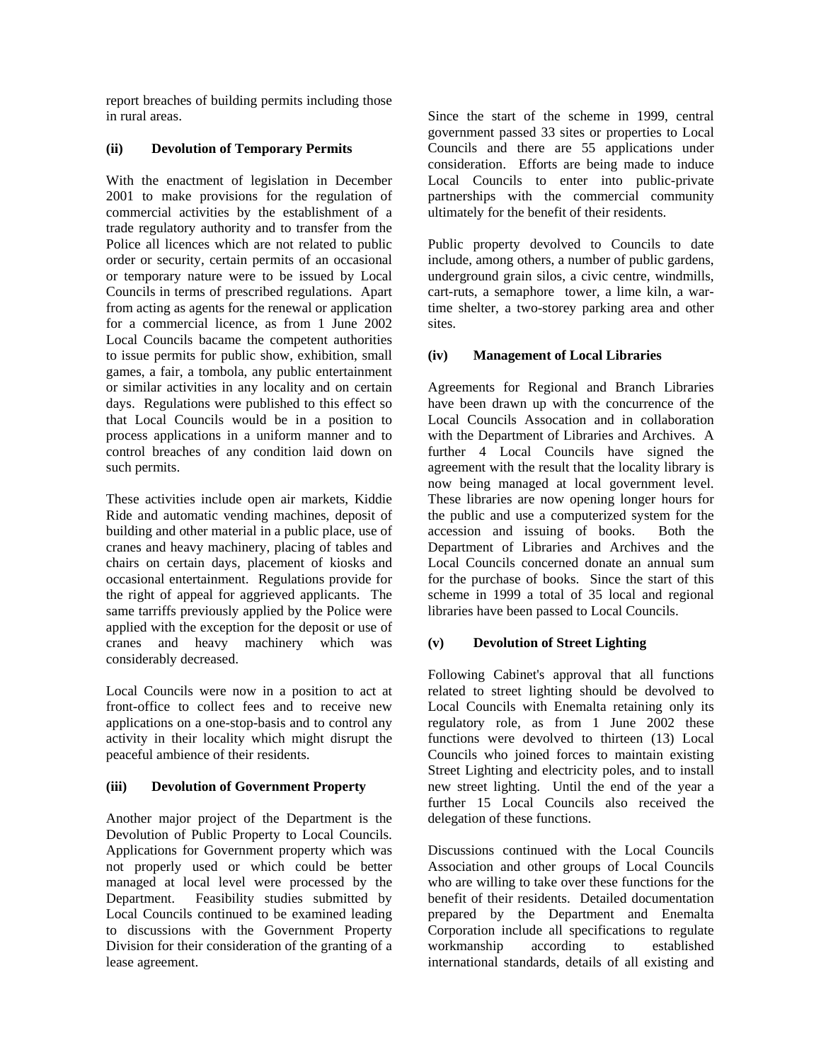report breaches of building permits including those in rural areas.

### (ii) Devolution of Temporary Permits

With the enactment of legislation in December 2001 to make provisions for the regulation of commercial activities by the establishment of a trade regulatory authority and to transfer from the Police all licences which are not related to public order or security, certain permits of an occasional or temporary nature were to be issued by Local Councils in terms of prescribed regulations. Apart from acting as agents for the renewal or application for a commercial licence, as from 1 June 2002 Local Councils bacame the competent authorities to issue permits for public show, exhibition, small games, a fair, a tombola, any public entertainment or similar activities in any locality and on certain days. Regulations were published to this effect so that Local Councils would be in a position to process applications in a uniform manner and to control breaches of any condition laid down on such permits.

These activities include open air markets, Kiddie Ride and automatic vending machines, deposit of building and other material in a public place, use of cranes and heavy machinery, placing of tables and chairs on certain days, placement of kiosks and occasional entertainment. Regulations provide for the right of appeal for aggrieved applicants. The same tarriffs previously applied by the Police were applied with the exception for the deposit or use of cranes and heavy machinery which was considerably decreased.

Local Councils were now in a position to act at front-office to collect fees and to receive new applications on a one-stop-basis and to control any activity in their locality which might disrupt the peaceful ambience of their residents.

### (iii) Devolution of Government Property

Another major project of the Department is the Devolution of Public Property to Local Councils. Applications for Government property which was not properly used or which could be better managed at local level were processed by the Department. Feasibility studies submitted by Local Councils continued to be examined leading to discussions with the Government Property Division for their consideration of the granting of a lease agreement.

Since the start of the scheme in 1999, central government passed 33 sites or properties to Local Councils and there are 55 applications under consideration. Efforts are being made to induce Local Councils to enter into public-private partnerships with the commercial community ultimately for the benefit of their residents.

Public property devolved to Councils to date include, among others, a number of public gardens, underground grain silos, a civic centre, windmills, cart-ruts, a semaphore tower, a lime kiln, a war-time shelter, a two-storey parking area and other sites.

### (iv) Management of Local Libraries

Agreements for Regional and Branch Libraries have been drawn up with the concurrence of the Local Councils Assocation and in collaboration with the Department of Libraries and Archives. A further 4 Local Councils have signed the agreement with the result that the locality library is now being managed at local government level. These libraries are now opening longer hours for the public and use a computerized system for the accession and issuing of books. Both the Department of Libraries and Archives and the Local Councils concerned donate an annual sum for the purchase of books. Since the start of this scheme in 1999 a total of 35 local and regional libraries have been passed to Local Councils.

### (v) Devolution of Street Lighting

Following Cabinet's approval that all functions related to street lighting should be devolved to Local Councils with Enemalta retaining only its regulatory role, as from 1 June 2002 these functions were devolved to thirteen (13) Local Councils who joined forces to maintain existing Street Lighting and electricity poles, and to install new street lighting. Until the end of the year a further 15 Local Councils also received the delegation of these functions.

Discussions continued with the Local Councils Association and other groups of Local Councils who are willing to take over these functions for the benefit of their residents. Detailed documentation prepared by the Department and Enemalta Corporation include all specifications to regulate workmanship according to established international standards, details of all existing and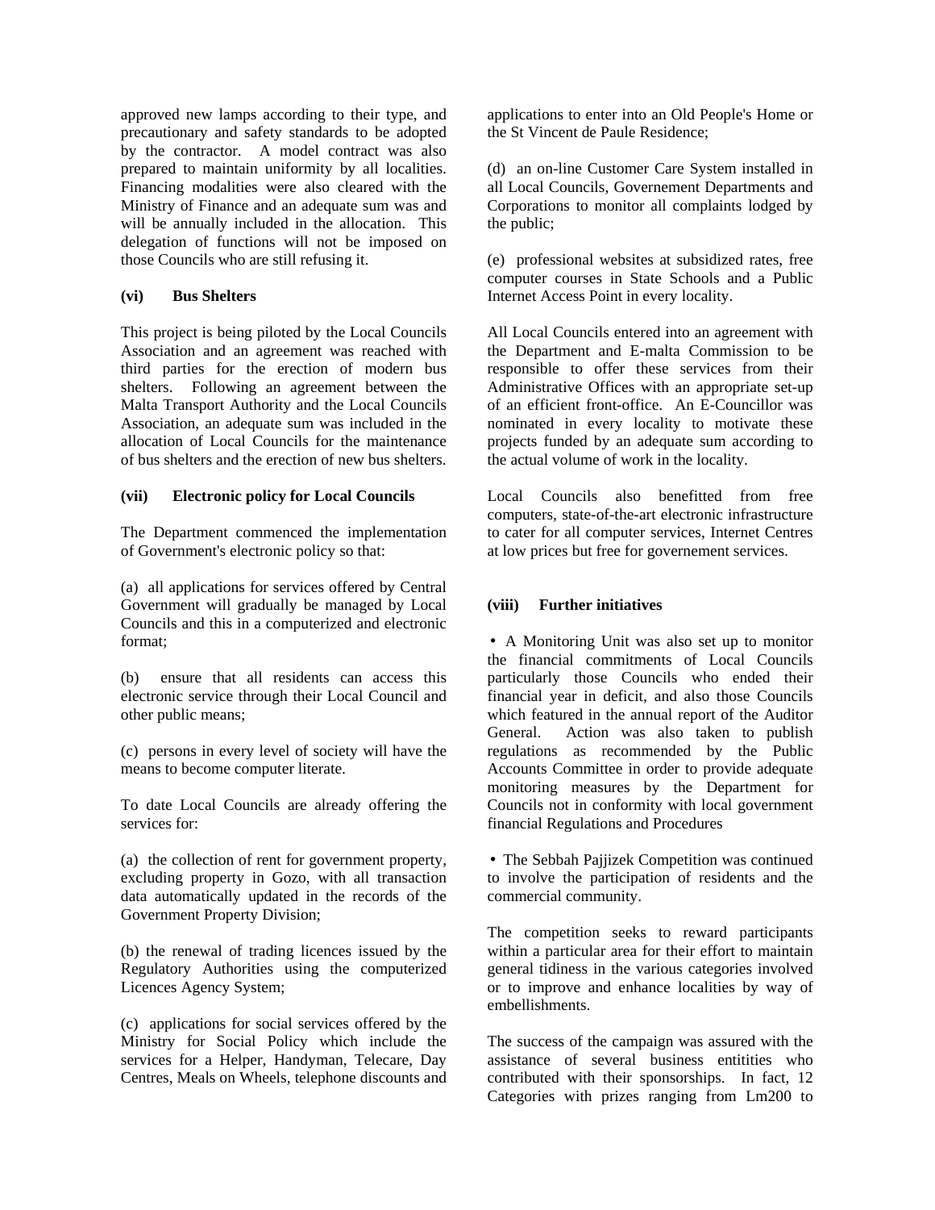approved new lamps according to their type, and precautionary and safety standards to be adopted by the contractor. A model contract was also prepared to maintain uniformity by all localities. Financing modalities were also cleared with the Ministry of Finance and an adequate sum was and will be annually included in the allocation. This delegation of functions will not be imposed on those Councils who are still refusing it.

**(vi) Bus Shelters**

This project is being piloted by the Local Councils Association and an agreement was reached with third parties for the erection of modern bus shelters. Following an agreement between the Malta Transport Authority and the Local Councils Association, an adequate sum was included in the allocation of Local Councils for the maintenance of bus shelters and the erection of new bus shelters.

**(vii) Electronic policy for Local Councils**

The Department commenced the implementation of Government's electronic policy so that:

(a) all applications for services offered by Central Government will gradually be managed by Local Councils and this in a computerized and electronic format;

(b) ensure that all residents can access this electronic service through their Local Council and other public means;

(c) persons in every level of society will have the means to become computer literate.

To date Local Councils are already offering the services for:

(a) the collection of rent for government property, excluding property in Gozo, with all transaction data automatically updated in the records of the Government Property Division;

(b) the renewal of trading licences issued by the Regulatory Authorities using the computerized Licences Agency System;

(c) applications for social services offered by the Ministry for Social Policy which include the services for a Helper, Handyman, Telecare, Day Centres, Meals on Wheels, telephone discounts and applications to enter into an Old People's Home or the St Vincent de Paule Residence;

(d) an on-line Customer Care System installed in all Local Councils, Governement Departments and Corporations to monitor all complaints lodged by the public;

(e) professional websites at subsidized rates, free computer courses in State Schools and a Public Internet Access Point in every locality.

All Local Councils entered into an agreement with the Department and E-malta Commission to be responsible to offer these services from their Administrative Offices with an appropriate set-up of an efficient front-office. An E-Councillor was nominated in every locality to motivate these projects funded by an adequate sum according to the actual volume of work in the locality.

Local Councils also benefitted from free computers, state-of-the-art electronic infrastructure to cater for all computer services, Internet Centres at low prices but free for governement services.

**(viii) Further initiatives**

- A Monitoring Unit was also set up to monitor the financial commitments of Local Councils particularly those Councils who ended their financial year in deficit, and also those Councils which featured in the annual report of the Auditor General. Action was also taken to publish regulations as recommended by the Public Accounts Committee in order to provide adequate monitoring measures by the Department for Councils not in conformity with local government financial Regulations and Procedures

- The Sebbah Pajjizek Competition was continued to involve the participation of residents and the commercial community.

The competition seeks to reward participants within a particular area for their effort to maintain general tidiness in the various categories involved or to improve and enhance localities by way of embellishments.

The success of the campaign was assured with the assistance of several business entitities who contributed with their sponsorships. In fact, 12 Categories with prizes ranging from Lm200 to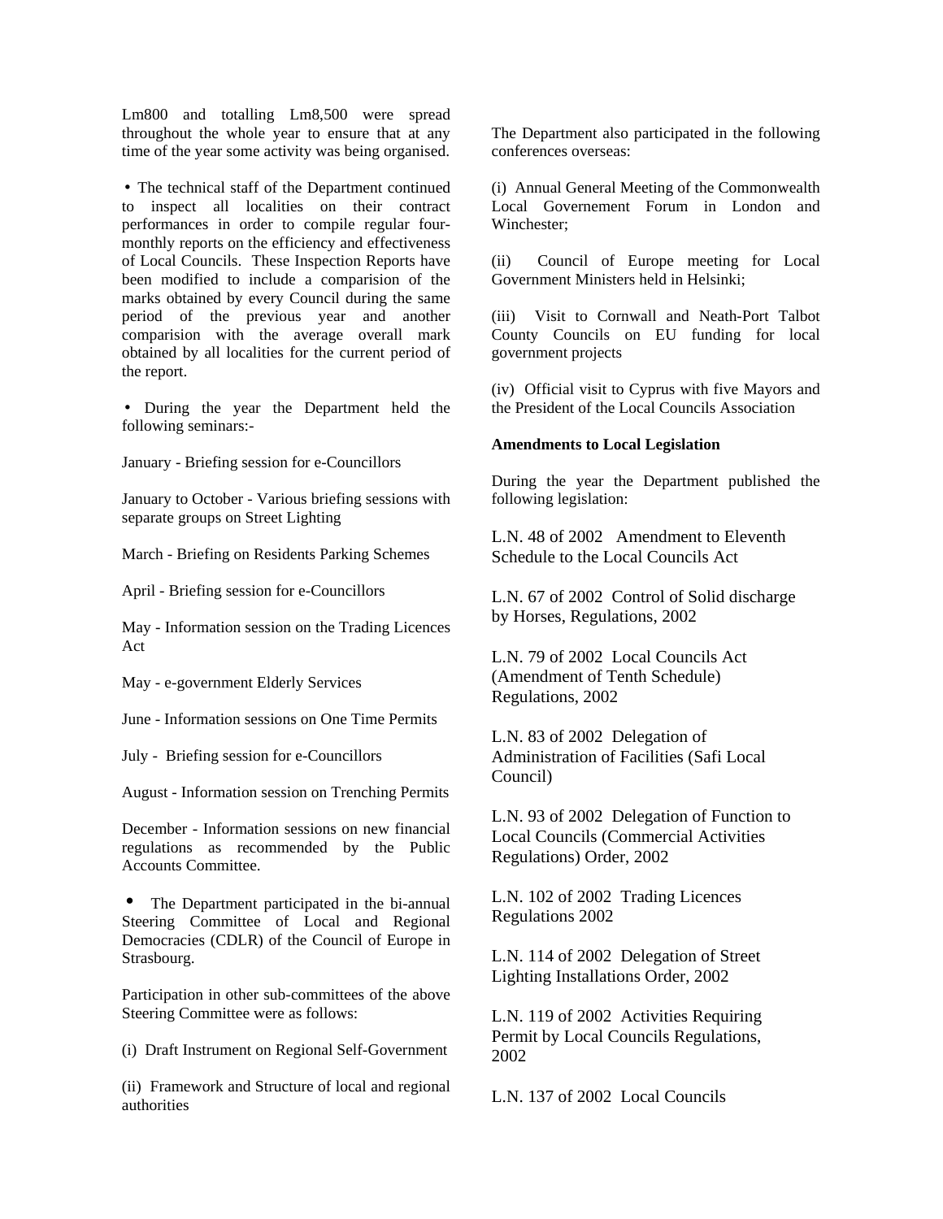Lm800 and totalling Lm8,500 were spread throughout the whole year to ensure that at any time of the year some activity was being organised.

- The technical staff of the Department continued to inspect all localities on their contract performances in order to compile regular four-monthly reports on the efficiency and effectiveness of Local Councils. These Inspection Reports have been modified to include a comparision of the marks obtained by every Council during the same period of the previous year and another comparision with the average overall mark obtained by all localities for the current period of the report.

- During the year the Department held the following seminars:-

January - Briefing session for e-Councillors

January to October - Various briefing sessions with separate groups on Street Lighting

March - Briefing on Residents Parking Schemes

April - Briefing session for e-Councillors

May - Information session on the Trading Licences Act

May - e-government Elderly Services

June - Information sessions on One Time Permits

July - Briefing session for e-Councillors

August - Information session on Trenching Permits

December - Information sessions on new financial regulations as recommended by the Public Accounts Committee.

- The Department participated in the bi-annual Steering Committee of Local and Regional Democracies (CDLR) of the Council of Europe in Strasbourg.

Participation in other sub-committees of the above Steering Committee were as follows:

(i) Draft Instrument on Regional Self-Government

(ii) Framework and Structure of local and regional authorities

The Department also participated in the following conferences overseas:

(i) Annual General Meeting of the Commonwealth Local Governement Forum in London and Winchester;

(ii) Council of Europe meeting for Local Government Ministers held in Helsinki;

(iii) Visit to Cornwall and Neath-Port Talbot County Councils on EU funding for local government projects

(iv) Official visit to Cyprus with five Mayors and the President of the Local Councils Association

**Amendments to Local Legislation**

During the year the Department published the following legislation:

L.N. 48 of 2002 Amendment to Eleventh Schedule to the Local Councils Act

L.N. 67 of 2002 Control of Solid discharge by Horses, Regulations, 2002

L.N. 79 of 2002 Local Councils Act (Amendment of Tenth Schedule) Regulations, 2002

L.N. 83 of 2002 Delegation of Administration of Facilities (Safi Local Council)

L.N. 93 of 2002 Delegation of Function to Local Councils (Commercial Activities Regulations) Order, 2002

L.N. 102 of 2002 Trading Licences Regulations 2002

L.N. 114 of 2002 Delegation of Street Lighting Installations Order, 2002

L.N. 119 of 2002 Activities Requiring Permit by Local Councils Regulations, 2002

L.N. 137 of 2002 Local Councils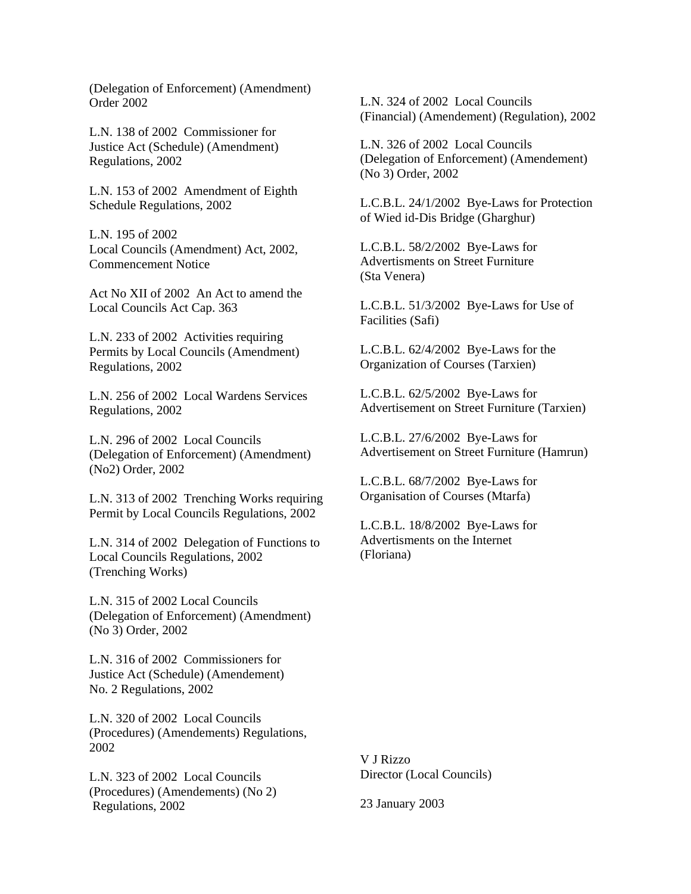(Delegation of Enforcement) (Amendment) Order 2002

L.N. 138 of 2002 Commissioner for Justice Act (Schedule) (Amendment) Regulations, 2002

L.N. 153 of 2002 Amendment of Eighth Schedule Regulations, 2002

L.N. 195 of 2002
Local Councils (Amendment) Act, 2002, Commencement Notice

Act No XII of 2002 An Act to amend the Local Councils Act Cap. 363

L.N. 233 of 2002 Activities requiring Permits by Local Councils (Amendment) Regulations, 2002

L.N. 256 of 2002 Local Wardens Services Regulations, 2002

L.N. 296 of 2002 Local Councils (Delegation of Enforcement) (Amendment) (No2) Order, 2002

L.N. 313 of 2002 Trenching Works requiring Permit by Local Councils Regulations, 2002

L.N. 314 of 2002 Delegation of Functions to Local Councils Regulations, 2002 (Trenching Works)

L.N. 315 of 2002 Local Councils (Delegation of Enforcement) (Amendment) (No 3) Order, 2002

L.N. 316 of 2002 Commissioners for Justice Act (Schedule) (Amendement) No. 2 Regulations, 2002

L.N. 320 of 2002 Local Councils (Procedures) (Amendements) Regulations, 2002

L.N. 323 of 2002 Local Councils (Procedures) (Amendements) (No 2) Regulations, 2002

L.N. 324 of 2002 Local Councils (Financial) (Amendement) (Regulation), 2002

L.N. 326 of 2002 Local Councils (Delegation of Enforcement) (Amendement) (No 3) Order, 2002

L.C.B.L. 24/1/2002 Bye-Laws for Protection of Wied id-Dis Bridge (Gharghur)

L.C.B.L. 58/2/2002 Bye-Laws for Advertisments on Street Furniture (Sta Venera)

L.C.B.L. 51/3/2002 Bye-Laws for Use of Facilities (Safi)

L.C.B.L. 62/4/2002 Bye-Laws for the Organization of Courses (Tarxien)

L.C.B.L. 62/5/2002 Bye-Laws for Advertisement on Street Furniture (Tarxien)

L.C.B.L. 27/6/2002 Bye-Laws for Advertisement on Street Furniture (Hamrun)

L.C.B.L. 68/7/2002 Bye-Laws for Organisation of Courses (Mtarfa)

L.C.B.L. 18/8/2002 Bye-Laws for Advertisments on the Internet (Floriana)

V J Rizzo
Director (Local Councils)

23 January 2003